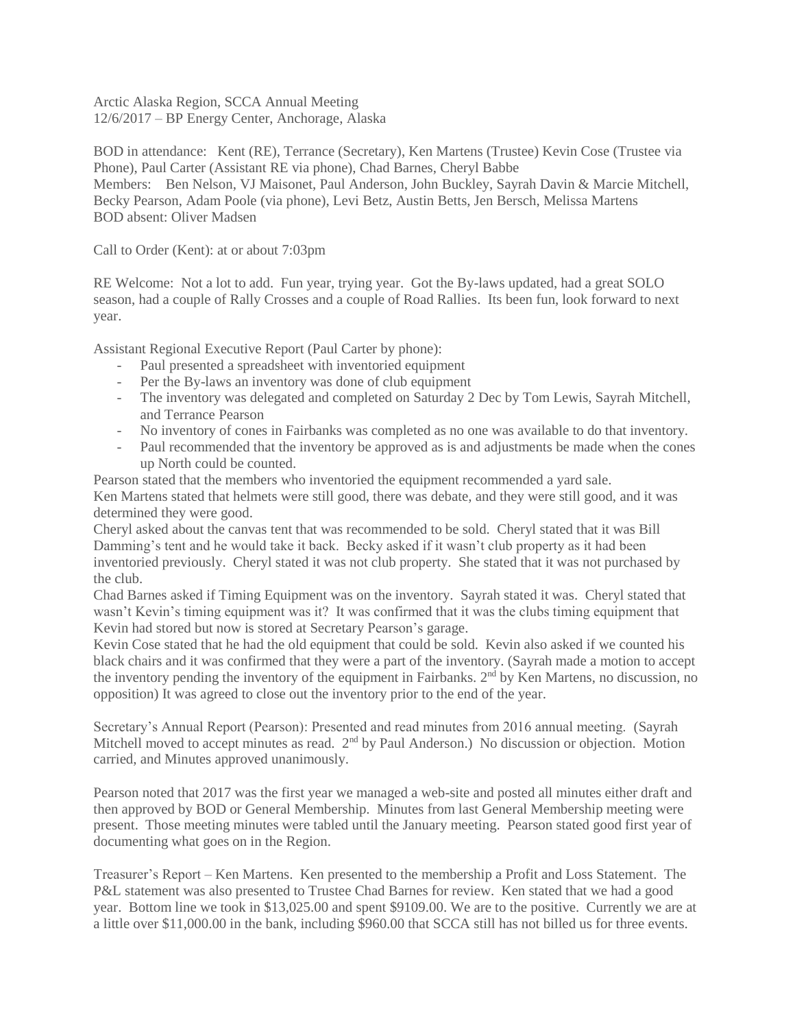Arctic Alaska Region, SCCA Annual Meeting
12/6/2017 – BP Energy Center, Anchorage, Alaska

BOD in attendance: Kent (RE), Terrance (Secretary), Ken Martens (Trustee) Kevin Cose (Trustee via Phone), Paul Carter (Assistant RE via phone), Chad Barnes, Cheryl Babbe
Members: Ben Nelson, VJ Maisonet, Paul Anderson, John Buckley, Sayrah Davin & Marcie Mitchell, Becky Pearson, Adam Poole (via phone), Levi Betz, Austin Betts, Jen Bersch, Melissa Martens
BOD absent: Oliver Madsen

Call to Order (Kent): at or about 7:03pm

RE Welcome: Not a lot to add. Fun year, trying year. Got the By-laws updated, had a great SOLO season, had a couple of Rally Crosses and a couple of Road Rallies. Its been fun, look forward to next year.

Assistant Regional Executive Report (Paul Carter by phone):

- Paul presented a spreadsheet with inventoried equipment
- Per the By-laws an inventory was done of club equipment
- The inventory was delegated and completed on Saturday 2 Dec by Tom Lewis, Sayrah Mitchell, and Terrance Pearson
- No inventory of cones in Fairbanks was completed as no one was available to do that inventory.
- Paul recommended that the inventory be approved as is and adjustments be made when the cones up North could be counted.

Pearson stated that the members who inventoried the equipment recommended a yard sale.
Ken Martens stated that helmets were still good, there was debate, and they were still good, and it was determined they were good.
Cheryl asked about the canvas tent that was recommended to be sold. Cheryl stated that it was Bill Damming's tent and he would take it back. Becky asked if it wasn't club property as it had been inventoried previously. Cheryl stated it was not club property. She stated that it was not purchased by the club.
Chad Barnes asked if Timing Equipment was on the inventory. Sayrah stated it was. Cheryl stated that wasn't Kevin's timing equipment was it? It was confirmed that it was the clubs timing equipment that Kevin had stored but now is stored at Secretary Pearson's garage.
Kevin Cose stated that he had the old equipment that could be sold. Kevin also asked if we counted his black chairs and it was confirmed that they were a part of the inventory. (Sayrah made a motion to accept the inventory pending the inventory of the equipment in Fairbanks. 2nd by Ken Martens, no discussion, no opposition) It was agreed to close out the inventory prior to the end of the year.

Secretary's Annual Report (Pearson): Presented and read minutes from 2016 annual meeting. (Sayrah Mitchell moved to accept minutes as read. 2nd by Paul Anderson.) No discussion or objection. Motion carried, and Minutes approved unanimously.

Pearson noted that 2017 was the first year we managed a web-site and posted all minutes either draft and then approved by BOD or General Membership. Minutes from last General Membership meeting were present. Those meeting minutes were tabled until the January meeting. Pearson stated good first year of documenting what goes on in the Region.

Treasurer's Report – Ken Martens. Ken presented to the membership a Profit and Loss Statement. The P&L statement was also presented to Trustee Chad Barnes for review. Ken stated that we had a good year. Bottom line we took in $13,025.00 and spent $9109.00. We are to the positive. Currently we are at a little over $11,000.00 in the bank, including $960.00 that SCCA still has not billed us for three events.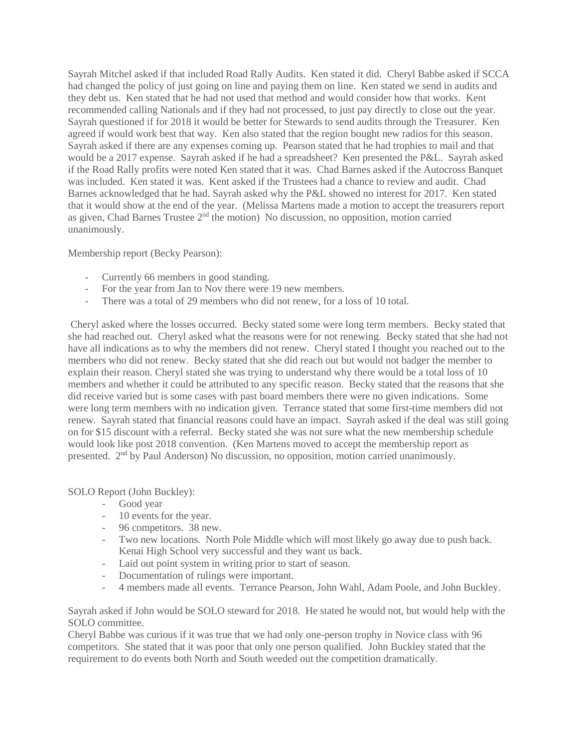Sayrah Mitchel asked if that included Road Rally Audits. Ken stated it did. Cheryl Babbe asked if SCCA had changed the policy of just going on line and paying them on line. Ken stated we send in audits and they debt us. Ken stated that he had not used that method and would consider how that works. Kent recommended calling Nationals and if they had not processed, to just pay directly to close out the year. Sayrah questioned if for 2018 it would be better for Stewards to send audits through the Treasurer. Ken agreed if would work best that way. Ken also stated that the region bought new radios for this season. Sayrah asked if there are any expenses coming up. Pearson stated that he had trophies to mail and that would be a 2017 expense. Sayrah asked if he had a spreadsheet? Ken presented the P&L. Sayrah asked if the Road Rally profits were noted Ken stated that it was. Chad Barnes asked if the Autocross Banquet was included. Ken stated it was. Kent asked if the Trustees had a chance to review and audit. Chad Barnes acknowledged that he had. Sayrah asked why the P&L showed no interest for 2017. Ken stated that it would show at the end of the year. (Melissa Martens made a motion to accept the treasurers report as given, Chad Barnes Trustee 2nd the motion) No discussion, no opposition, motion carried unanimously.

Membership report (Becky Pearson):

- Currently 66 members in good standing.
- For the year from Jan to Nov there were 19 new members.
- There was a total of 29 members who did not renew, for a loss of 10 total.

Cheryl asked where the losses occurred. Becky stated some were long term members. Becky stated that she had reached out. Cheryl asked what the reasons were for not renewing. Becky stated that she had not have all indications as to why the members did not renew. Cheryl stated I thought you reached out to the members who did not renew. Becky stated that she did reach out but would not badger the member to explain their reason. Cheryl stated she was trying to understand why there would be a total loss of 10 members and whether it could be attributed to any specific reason. Becky stated that the reasons that she did receive varied but is some cases with past board members there were no given indications. Some were long term members with no indication given. Terrance stated that some first-time members did not renew. Sayrah stated that financial reasons could have an impact. Sayrah asked if the deal was still going on for $15 discount with a referral. Becky stated she was not sure what the new membership schedule would look like post 2018 convention. (Ken Martens moved to accept the membership report as presented. 2nd by Paul Anderson) No discussion, no opposition, motion carried unanimously.

SOLO Report (John Buckley):

- Good year
- 10 events for the year.
- 96 competitors. 38 new.
- Two new locations. North Pole Middle which will most likely go away due to push back. Kenai High School very successful and they want us back.
- Laid out point system in writing prior to start of season.
- Documentation of rulings were important.
- 4 members made all events. Terrance Pearson, John Wahl, Adam Poole, and John Buckley.

Sayrah asked if John would be SOLO steward for 2018. He stated he would not, but would help with the SOLO committee.

Cheryl Babbe was curious if it was true that we had only one-person trophy in Novice class with 96 competitors. She stated that it was poor that only one person qualified. John Buckley stated that the requirement to do events both North and South weeded out the competition dramatically.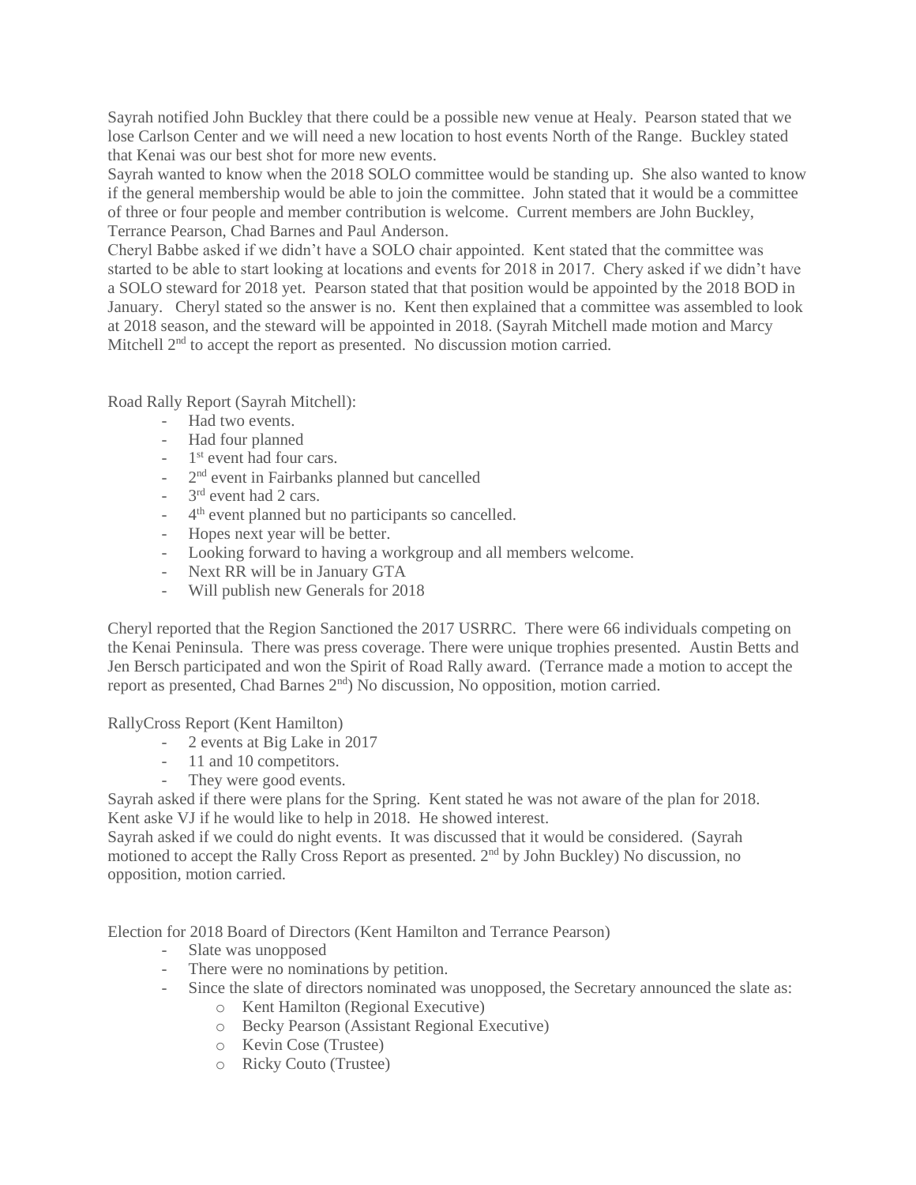Sayrah notified John Buckley that there could be a possible new venue at Healy. Pearson stated that we lose Carlson Center and we will need a new location to host events North of the Range. Buckley stated that Kenai was our best shot for more new events.

Sayrah wanted to know when the 2018 SOLO committee would be standing up. She also wanted to know if the general membership would be able to join the committee. John stated that it would be a committee of three or four people and member contribution is welcome. Current members are John Buckley, Terrance Pearson, Chad Barnes and Paul Anderson.

Cheryl Babbe asked if we didn't have a SOLO chair appointed. Kent stated that the committee was started to be able to start looking at locations and events for 2018 in 2017. Chery asked if we didn't have a SOLO steward for 2018 yet. Pearson stated that that position would be appointed by the 2018 BOD in January. Cheryl stated so the answer is no. Kent then explained that a committee was assembled to look at 2018 season, and the steward will be appointed in 2018. (Sayrah Mitchell made motion and Marcy Mitchell 2nd to accept the report as presented. No discussion motion carried.

Road Rally Report (Sayrah Mitchell):

- Had two events.
- Had four planned
- 1st event had four cars.
- 2nd event in Fairbanks planned but cancelled
- 3rd event had 2 cars.
- 4th event planned but no participants so cancelled.
- Hopes next year will be better.
- Looking forward to having a workgroup and all members welcome.
- Next RR will be in January GTA
- Will publish new Generals for 2018

Cheryl reported that the Region Sanctioned the 2017 USRRC. There were 66 individuals competing on the Kenai Peninsula. There was press coverage. There were unique trophies presented. Austin Betts and Jen Bersch participated and won the Spirit of Road Rally award. (Terrance made a motion to accept the report as presented, Chad Barnes 2nd) No discussion, No opposition, motion carried.

RallyCross Report (Kent Hamilton)

- 2 events at Big Lake in 2017
- 11 and 10 competitors.
- They were good events.

Sayrah asked if there were plans for the Spring. Kent stated he was not aware of the plan for 2018. Kent aske VJ if he would like to help in 2018. He showed interest.

Sayrah asked if we could do night events. It was discussed that it would be considered. (Sayrah motioned to accept the Rally Cross Report as presented. 2nd by John Buckley) No discussion, no opposition, motion carried.

Election for 2018 Board of Directors (Kent Hamilton and Terrance Pearson)

- Slate was unopposed
- There were no nominations by petition.
- Since the slate of directors nominated was unopposed, the Secretary announced the slate as:
  - Kent Hamilton (Regional Executive)
  - Becky Pearson (Assistant Regional Executive)
  - Kevin Cose (Trustee)
  - Ricky Couto (Trustee)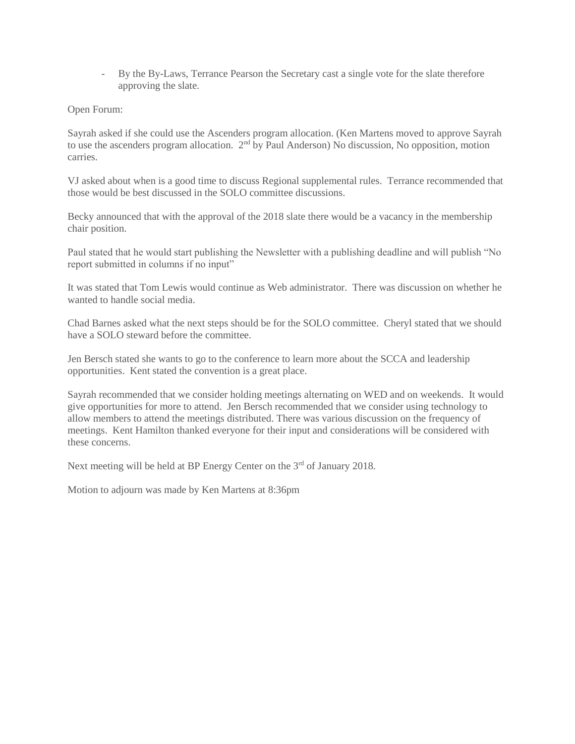- By the By-Laws, Terrance Pearson the Secretary cast a single vote for the slate therefore approving the slate.

Open Forum:

Sayrah asked if she could use the Ascenders program allocation. (Ken Martens moved to approve Sayrah to use the ascenders program allocation. 2nd by Paul Anderson) No discussion, No opposition, motion carries.

VJ asked about when is a good time to discuss Regional supplemental rules. Terrance recommended that those would be best discussed in the SOLO committee discussions.

Becky announced that with the approval of the 2018 slate there would be a vacancy in the membership chair position.

Paul stated that he would start publishing the Newsletter with a publishing deadline and will publish "No report submitted in columns if no input"

It was stated that Tom Lewis would continue as Web administrator. There was discussion on whether he wanted to handle social media.

Chad Barnes asked what the next steps should be for the SOLO committee. Cheryl stated that we should have a SOLO steward before the committee.

Jen Bersch stated she wants to go to the conference to learn more about the SCCA and leadership opportunities. Kent stated the convention is a great place.

Sayrah recommended that we consider holding meetings alternating on WED and on weekends. It would give opportunities for more to attend. Jen Bersch recommended that we consider using technology to allow members to attend the meetings distributed. There was various discussion on the frequency of meetings. Kent Hamilton thanked everyone for their input and considerations will be considered with these concerns.

Next meeting will be held at BP Energy Center on the 3rd of January 2018.

Motion to adjourn was made by Ken Martens at 8:36pm